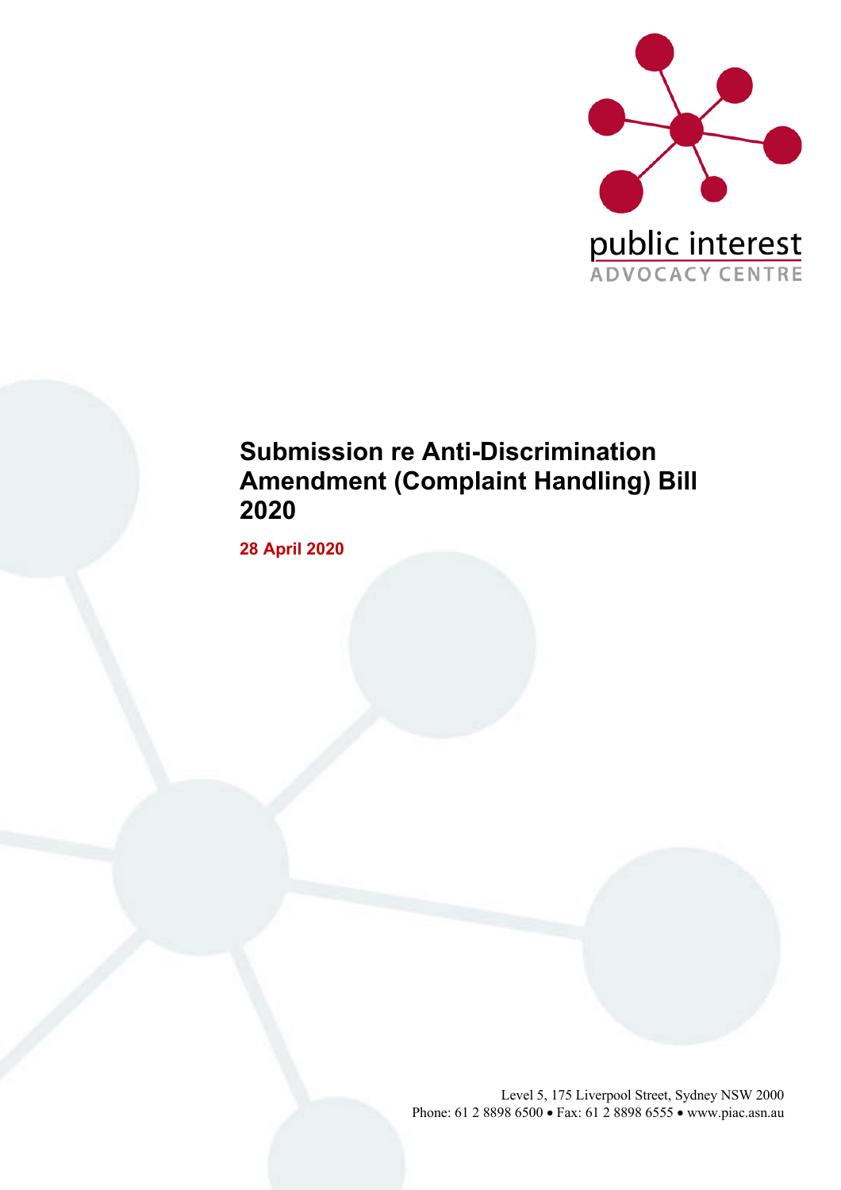public interest
ADVOCACY CENTRE

# Submission re Anti-Discrimination Amendment (Complaint Handling) Bill 2020

**28 April 2020**

Level 5, 175 Liverpool Street, Sydney NSW 2000
Phone: 61 2 8898 6500 • Fax: 61 2 8898 6555 • www.piac.asn.au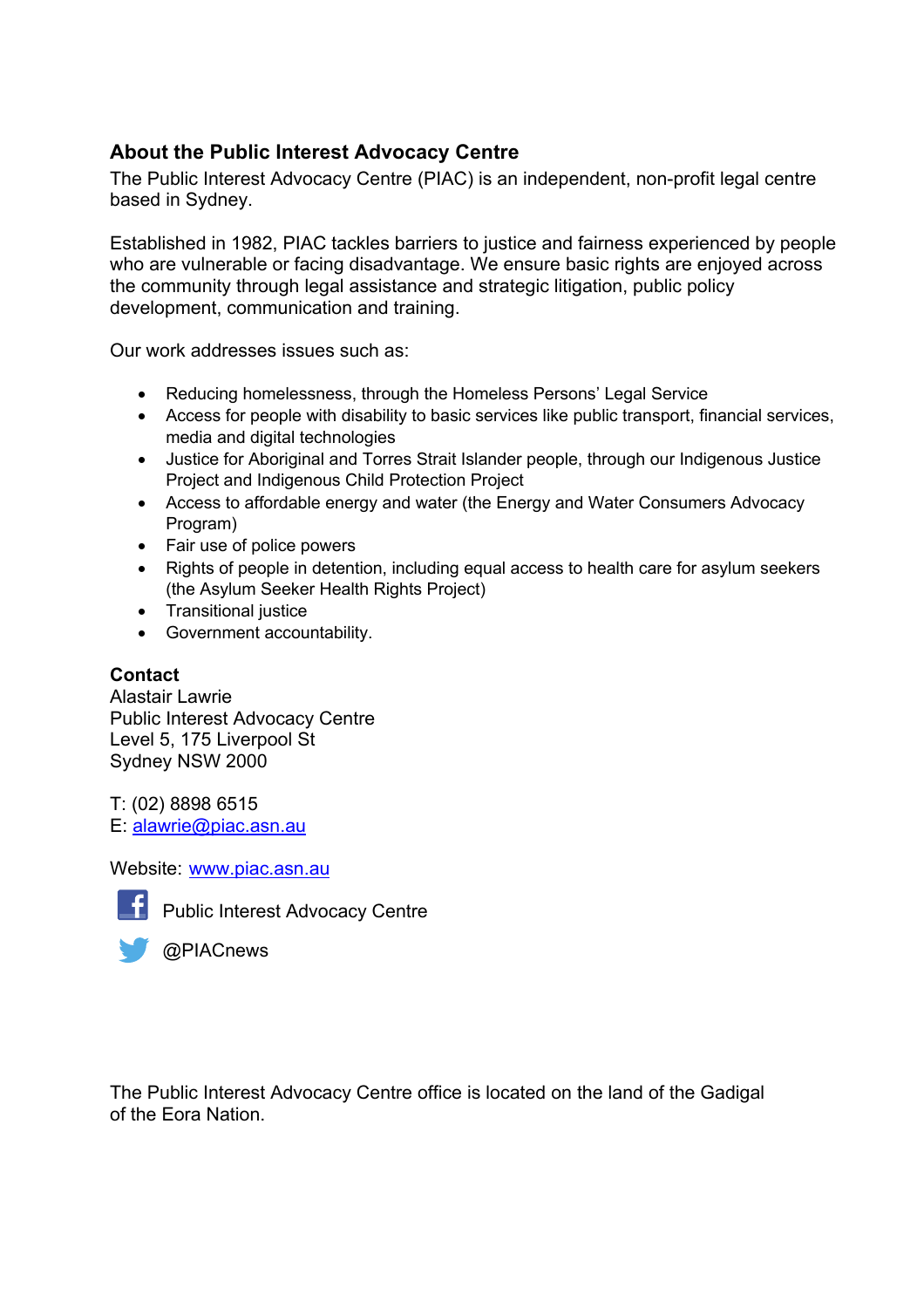## About the Public Interest Advocacy Centre

The Public Interest Advocacy Centre (PIAC) is an independent, non-profit legal centre based in Sydney.

Established in 1982, PIAC tackles barriers to justice and fairness experienced by people who are vulnerable or facing disadvantage. We ensure basic rights are enjoyed across the community through legal assistance and strategic litigation, public policy development, communication and training.

Our work addresses issues such as:

- Reducing homelessness, through the Homeless Persons' Legal Service
- Access for people with disability to basic services like public transport, financial services, media and digital technologies
- Justice for Aboriginal and Torres Strait Islander people, through our Indigenous Justice Project and Indigenous Child Protection Project
- Access to affordable energy and water (the Energy and Water Consumers Advocacy Program)
- Fair use of police powers
- Rights of people in detention, including equal access to health care for asylum seekers (the Asylum Seeker Health Rights Project)
- Transitional justice
- Government accountability.

### Contact

Alastair Lawrie
Public Interest Advocacy Centre
Level 5, 175 Liverpool St
Sydney NSW 2000

T: (02) 8898 6515
E: alawrie@piac.asn.au

Website: www.piac.asn.au

Public Interest Advocacy Centre

@PIACnews

The Public Interest Advocacy Centre office is located on the land of the Gadigal of the Eora Nation.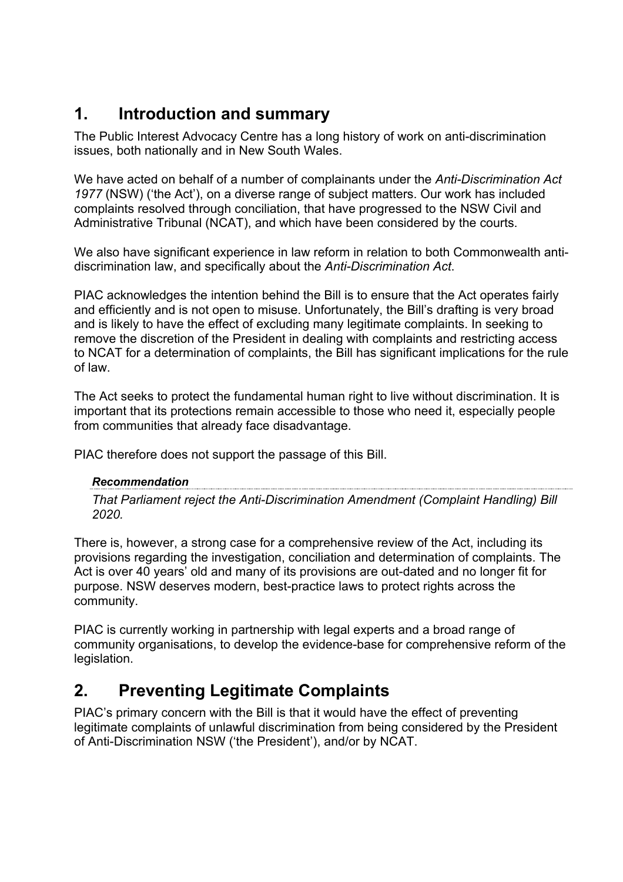## 1. Introduction and summary

The Public Interest Advocacy Centre has a long history of work on anti-discrimination issues, both nationally and in New South Wales.

We have acted on behalf of a number of complainants under the *Anti-Discrimination Act 1977* (NSW) ('the Act'), on a diverse range of subject matters. Our work has included complaints resolved through conciliation, that have progressed to the NSW Civil and Administrative Tribunal (NCAT), and which have been considered by the courts.

We also have significant experience in law reform in relation to both Commonwealth anti-discrimination law, and specifically about the *Anti-Discrimination Act*.

PIAC acknowledges the intention behind the Bill is to ensure that the Act operates fairly and efficiently and is not open to misuse. Unfortunately, the Bill's drafting is very broad and is likely to have the effect of excluding many legitimate complaints. In seeking to remove the discretion of the President in dealing with complaints and restricting access to NCAT for a determination of complaints, the Bill has significant implications for the rule of law.

The Act seeks to protect the fundamental human right to live without discrimination. It is important that its protections remain accessible to those who need it, especially people from communities that already face disadvantage.

PIAC therefore does not support the passage of this Bill.

***Recommendation***

*That Parliament reject the Anti-Discrimination Amendment (Complaint Handling) Bill 2020.*

There is, however, a strong case for a comprehensive review of the Act, including its provisions regarding the investigation, conciliation and determination of complaints. The Act is over 40 years' old and many of its provisions are out-dated and no longer fit for purpose. NSW deserves modern, best-practice laws to protect rights across the community.

PIAC is currently working in partnership with legal experts and a broad range of community organisations, to develop the evidence-base for comprehensive reform of the legislation.

## 2. Preventing Legitimate Complaints

PIAC's primary concern with the Bill is that it would have the effect of preventing legitimate complaints of unlawful discrimination from being considered by the President of Anti-Discrimination NSW ('the President'), and/or by NCAT.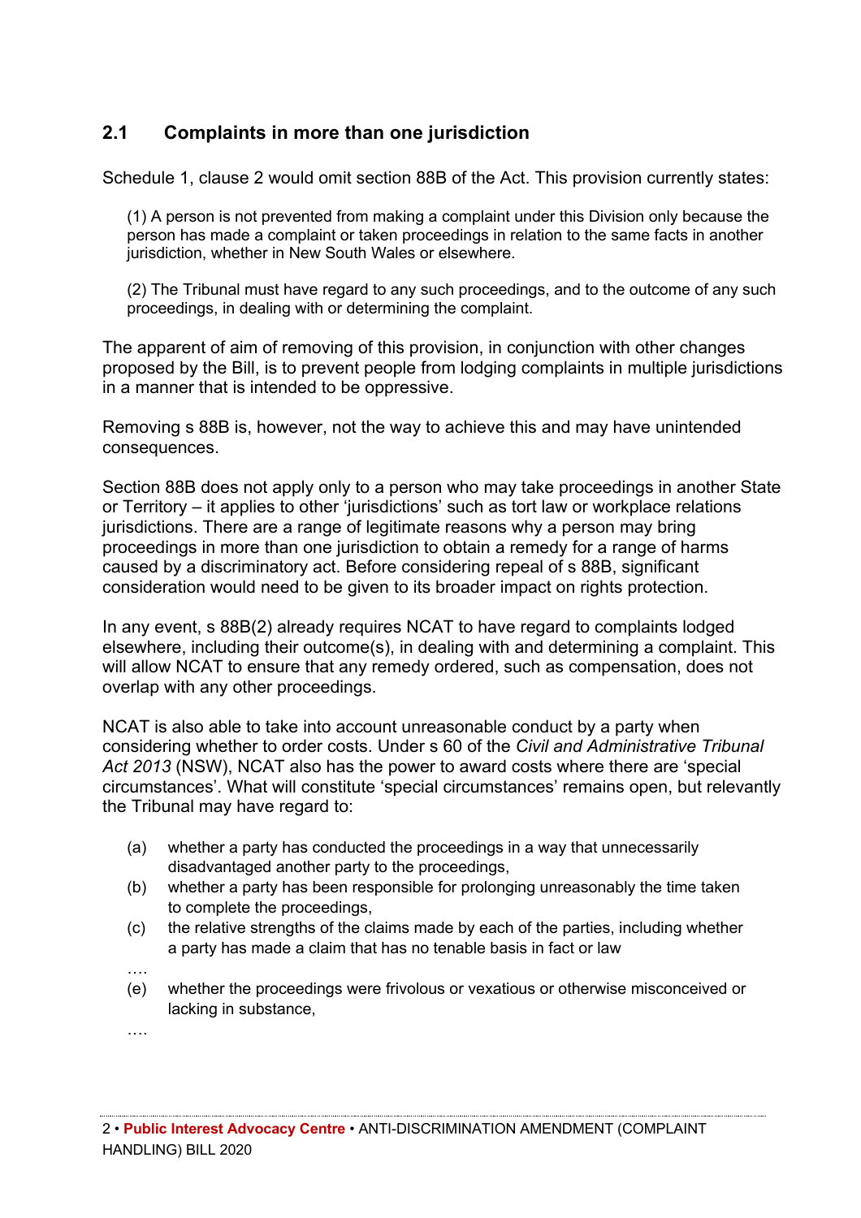## 2.1 Complaints in more than one jurisdiction

Schedule 1, clause 2 would omit section 88B of the Act. This provision currently states:

> (1) A person is not prevented from making a complaint under this Division only because the person has made a complaint or taken proceedings in relation to the same facts in another jurisdiction, whether in New South Wales or elsewhere.
>
> (2) The Tribunal must have regard to any such proceedings, and to the outcome of any such proceedings, in dealing with or determining the complaint.

The apparent of aim of removing of this provision, in conjunction with other changes proposed by the Bill, is to prevent people from lodging complaints in multiple jurisdictions in a manner that is intended to be oppressive.

Removing s 88B is, however, not the way to achieve this and may have unintended consequences.

Section 88B does not apply only to a person who may take proceedings in another State or Territory – it applies to other 'jurisdictions' such as tort law or workplace relations jurisdictions. There are a range of legitimate reasons why a person may bring proceedings in more than one jurisdiction to obtain a remedy for a range of harms caused by a discriminatory act. Before considering repeal of s 88B, significant consideration would need to be given to its broader impact on rights protection.

In any event, s 88B(2) already requires NCAT to have regard to complaints lodged elsewhere, including their outcome(s), in dealing with and determining a complaint. This will allow NCAT to ensure that any remedy ordered, such as compensation, does not overlap with any other proceedings.

NCAT is also able to take into account unreasonable conduct by a party when considering whether to order costs. Under s 60 of the *Civil and Administrative Tribunal Act 2013* (NSW), NCAT also has the power to award costs where there are 'special circumstances'. What will constitute 'special circumstances' remains open, but relevantly the Tribunal may have regard to:

> (a) whether a party has conducted the proceedings in a way that unnecessarily disadvantaged another party to the proceedings,
>
> (b) whether a party has been responsible for prolonging unreasonably the time taken to complete the proceedings,
>
> (c) the relative strengths of the claims made by each of the parties, including whether a party has made a claim that has no tenable basis in fact or law
>
> ….
>
> (e) whether the proceedings were frivolous or vexatious or otherwise misconceived or lacking in substance,
>
> ….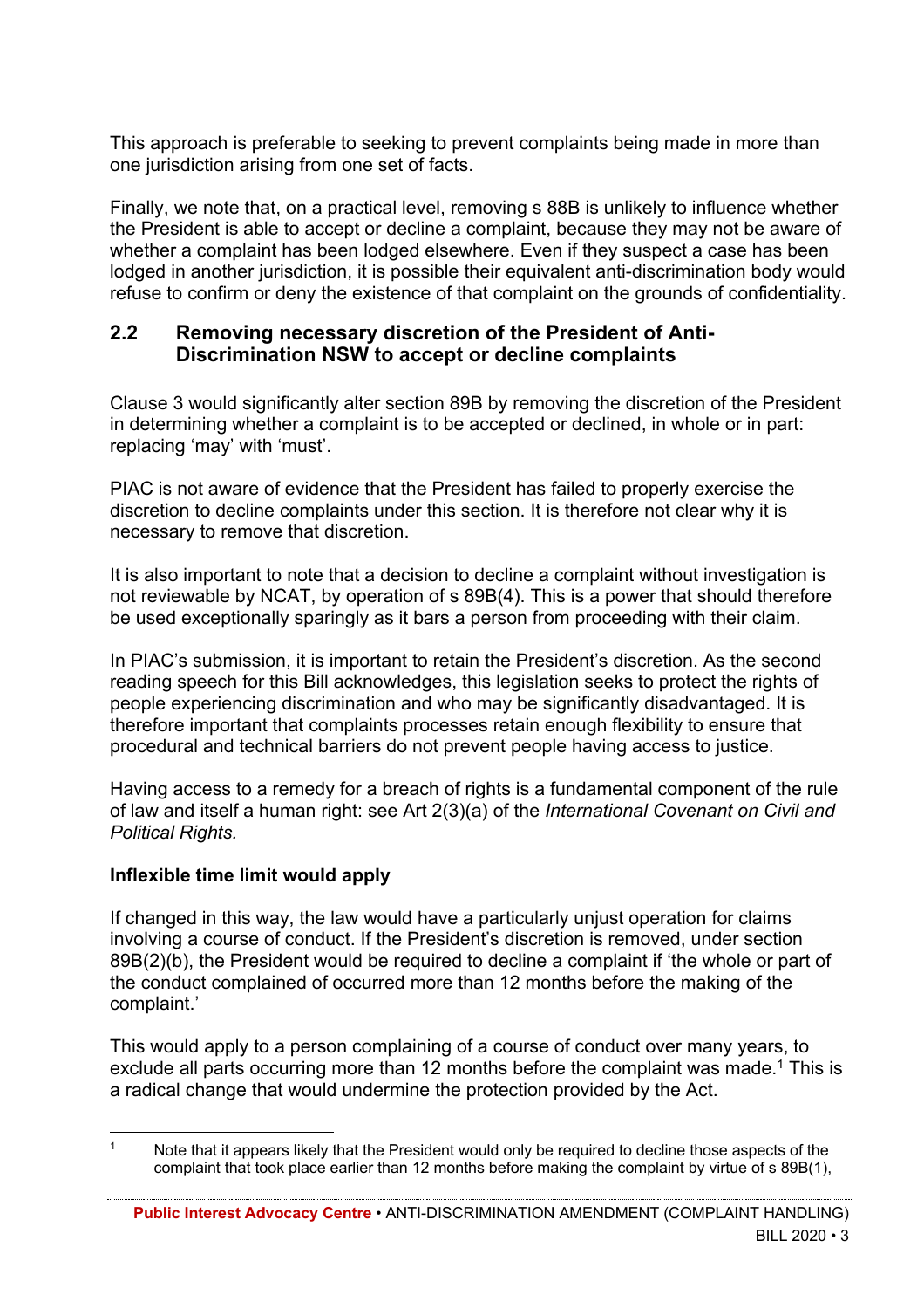This approach is preferable to seeking to prevent complaints being made in more than one jurisdiction arising from one set of facts.

Finally, we note that, on a practical level, removing s 88B is unlikely to influence whether the President is able to accept or decline a complaint, because they may not be aware of whether a complaint has been lodged elsewhere. Even if they suspect a case has been lodged in another jurisdiction, it is possible their equivalent anti-discrimination body would refuse to confirm or deny the existence of that complaint on the grounds of confidentiality.

## 2.2 Removing necessary discretion of the President of Anti-Discrimination NSW to accept or decline complaints

Clause 3 would significantly alter section 89B by removing the discretion of the President in determining whether a complaint is to be accepted or declined, in whole or in part: replacing 'may' with 'must'.

PIAC is not aware of evidence that the President has failed to properly exercise the discretion to decline complaints under this section. It is therefore not clear why it is necessary to remove that discretion.

It is also important to note that a decision to decline a complaint without investigation is not reviewable by NCAT, by operation of s 89B(4). This is a power that should therefore be used exceptionally sparingly as it bars a person from proceeding with their claim.

In PIAC's submission, it is important to retain the President's discretion. As the second reading speech for this Bill acknowledges, this legislation seeks to protect the rights of people experiencing discrimination and who may be significantly disadvantaged. It is therefore important that complaints processes retain enough flexibility to ensure that procedural and technical barriers do not prevent people having access to justice.

Having access to a remedy for a breach of rights is a fundamental component of the rule of law and itself a human right: see Art 2(3)(a) of the *International Covenant on Civil and Political Rights.*

### Inflexible time limit would apply

If changed in this way, the law would have a particularly unjust operation for claims involving a course of conduct. If the President's discretion is removed, under section 89B(2)(b), the President would be required to decline a complaint if 'the whole or part of the conduct complained of occurred more than 12 months before the making of the complaint.'

This would apply to a person complaining of a course of conduct over many years, to exclude all parts occurring more than 12 months before the complaint was made.[1] This is a radical change that would undermine the protection provided by the Act.

---

[1] Note that it appears likely that the President would only be required to decline those aspects of the complaint that took place earlier than 12 months before making the complaint by virtue of s 89B(1),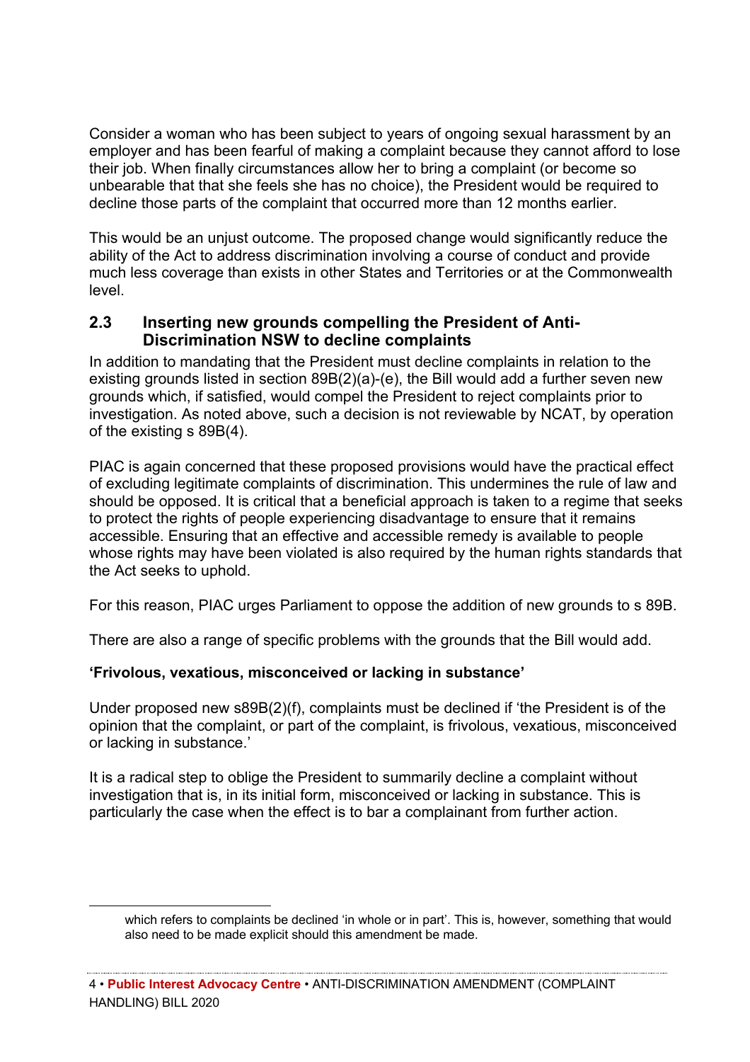Consider a woman who has been subject to years of ongoing sexual harassment by an employer and has been fearful of making a complaint because they cannot afford to lose their job. When finally circumstances allow her to bring a complaint (or become so unbearable that that she feels she has no choice), the President would be required to decline those parts of the complaint that occurred more than 12 months earlier.

This would be an unjust outcome. The proposed change would significantly reduce the ability of the Act to address discrimination involving a course of conduct and provide much less coverage than exists in other States and Territories or at the Commonwealth level.

## 2.3 Inserting new grounds compelling the President of Anti-Discrimination NSW to decline complaints

In addition to mandating that the President must decline complaints in relation to the existing grounds listed in section 89B(2)(a)-(e), the Bill would add a further seven new grounds which, if satisfied, would compel the President to reject complaints prior to investigation. As noted above, such a decision is not reviewable by NCAT, by operation of the existing s 89B(4).

PIAC is again concerned that these proposed provisions would have the practical effect of excluding legitimate complaints of discrimination. This undermines the rule of law and should be opposed. It is critical that a beneficial approach is taken to a regime that seeks to protect the rights of people experiencing disadvantage to ensure that it remains accessible. Ensuring that an effective and accessible remedy is available to people whose rights may have been violated is also required by the human rights standards that the Act seeks to uphold.

For this reason, PIAC urges Parliament to oppose the addition of new grounds to s 89B.

There are also a range of specific problems with the grounds that the Bill would add.

### 'Frivolous, vexatious, misconceived or lacking in substance'

Under proposed new s89B(2)(f), complaints must be declined if 'the President is of the opinion that the complaint, or part of the complaint, is frivolous, vexatious, misconceived or lacking in substance.'

It is a radical step to oblige the President to summarily decline a complaint without investigation that is, in its initial form, misconceived or lacking in substance. This is particularly the case when the effect is to bar a complainant from further action.

---

which refers to complaints be declined 'in whole or in part'. This is, however, something that would also need to be made explicit should this amendment be made.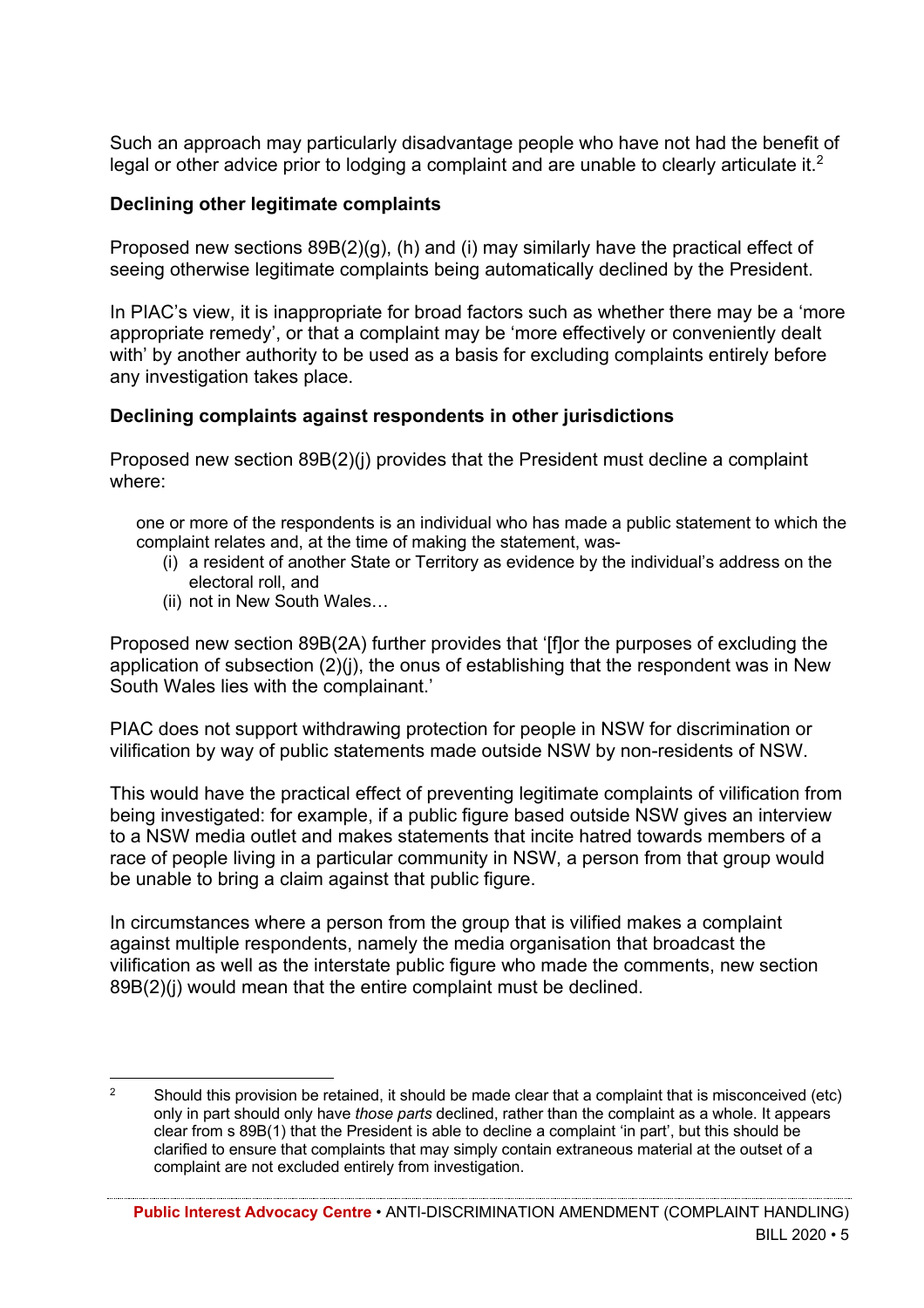Such an approach may particularly disadvantage people who have not had the benefit of legal or other advice prior to lodging a complaint and are unable to clearly articulate it.[2]

### Declining other legitimate complaints

Proposed new sections 89B(2)(g), (h) and (i) may similarly have the practical effect of seeing otherwise legitimate complaints being automatically declined by the President.

In PIAC's view, it is inappropriate for broad factors such as whether there may be a 'more appropriate remedy', or that a complaint may be 'more effectively or conveniently dealt with' by another authority to be used as a basis for excluding complaints entirely before any investigation takes place.

### Declining complaints against respondents in other jurisdictions

Proposed new section 89B(2)(j) provides that the President must decline a complaint where:

> one or more of the respondents is an individual who has made a public statement to which the complaint relates and, at the time of making the statement, was-
> (i) a resident of another State or Territory as evidence by the individual's address on the electoral roll, and
> (ii) not in New South Wales…

Proposed new section 89B(2A) further provides that '[f]or the purposes of excluding the application of subsection (2)(j), the onus of establishing that the respondent was in New South Wales lies with the complainant.'

PIAC does not support withdrawing protection for people in NSW for discrimination or vilification by way of public statements made outside NSW by non-residents of NSW.

This would have the practical effect of preventing legitimate complaints of vilification from being investigated: for example, if a public figure based outside NSW gives an interview to a NSW media outlet and makes statements that incite hatred towards members of a race of people living in a particular community in NSW, a person from that group would be unable to bring a claim against that public figure.

In circumstances where a person from the group that is vilified makes a complaint against multiple respondents, namely the media organisation that broadcast the vilification as well as the interstate public figure who made the comments, new section 89B(2)(j) would mean that the entire complaint must be declined.

---

[2] Should this provision be retained, it should be made clear that a complaint that is misconceived (etc) only in part should only have *those parts* declined, rather than the complaint as a whole. It appears clear from s 89B(1) that the President is able to decline a complaint 'in part', but this should be clarified to ensure that complaints that may simply contain extraneous material at the outset of a complaint are not excluded entirely from investigation.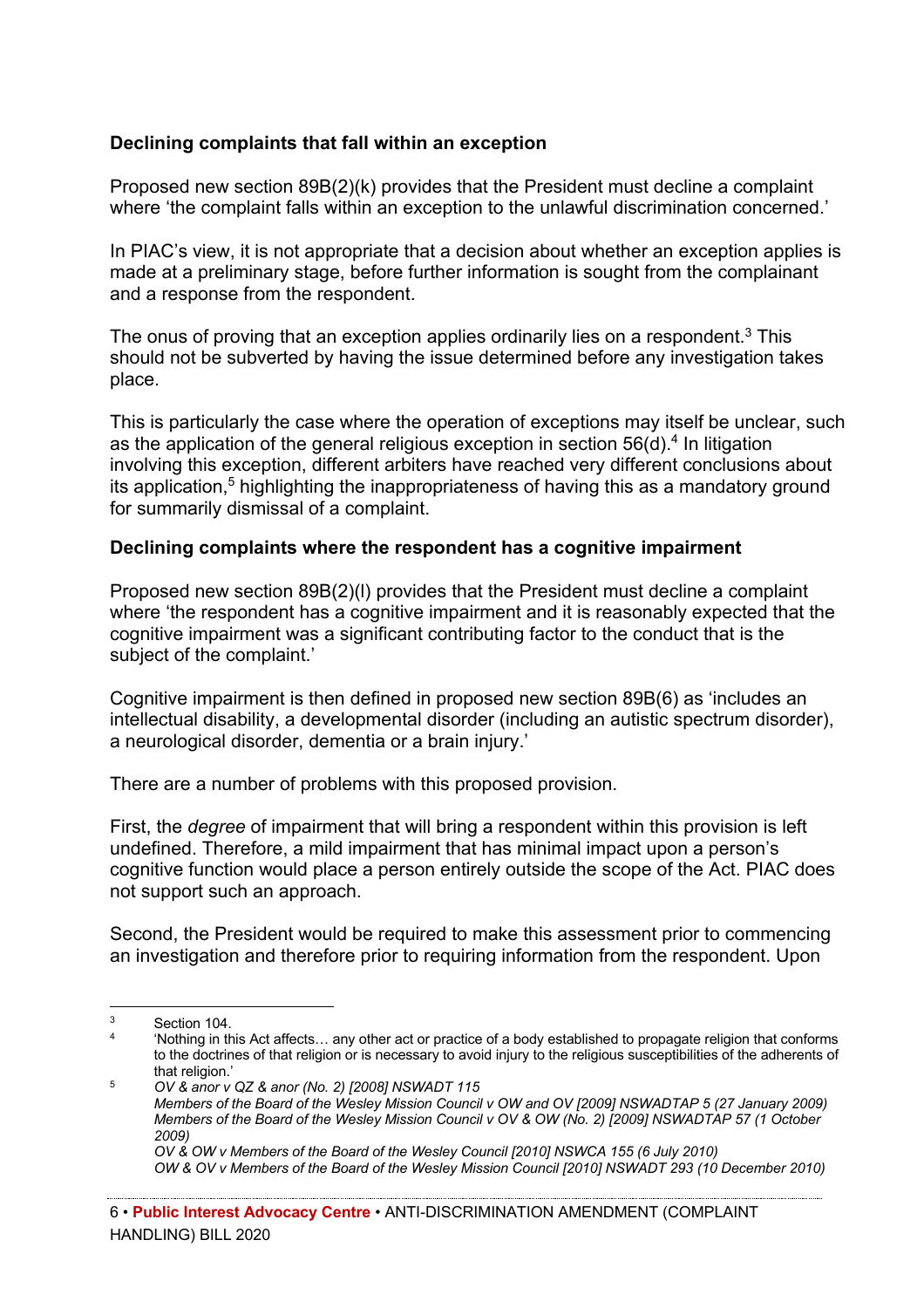**Declining complaints that fall within an exception**

Proposed new section 89B(2)(k) provides that the President must decline a complaint where 'the complaint falls within an exception to the unlawful discrimination concerned.'

In PIAC's view, it is not appropriate that a decision about whether an exception applies is made at a preliminary stage, before further information is sought from the complainant and a response from the respondent.

The onus of proving that an exception applies ordinarily lies on a respondent.[3] This should not be subverted by having the issue determined before any investigation takes place.

This is particularly the case where the operation of exceptions may itself be unclear, such as the application of the general religious exception in section 56(d).[4] In litigation involving this exception, different arbiters have reached very different conclusions about its application,[5] highlighting the inappropriateness of having this as a mandatory ground for summarily dismissal of a complaint.

**Declining complaints where the respondent has a cognitive impairment**

Proposed new section 89B(2)(l) provides that the President must decline a complaint where 'the respondent has a cognitive impairment and it is reasonably expected that the cognitive impairment was a significant contributing factor to the conduct that is the subject of the complaint.'

Cognitive impairment is then defined in proposed new section 89B(6) as 'includes an intellectual disability, a developmental disorder (including an autistic spectrum disorder), a neurological disorder, dementia or a brain injury.'

There are a number of problems with this proposed provision.

First, the *degree* of impairment that will bring a respondent within this provision is left undefined. Therefore, a mild impairment that has minimal impact upon a person's cognitive function would place a person entirely outside the scope of the Act. PIAC does not support such an approach.

Second, the President would be required to make this assessment prior to commencing an investigation and therefore prior to requiring information from the respondent. Upon

---

[3] Section 104.

[4] 'Nothing in this Act affects… any other act or practice of a body established to propagate religion that conforms to the doctrines of that religion or is necessary to avoid injury to the religious susceptibilities of the adherents of that religion.'

[5] *OV & anor v QZ & anor (No. 2) [2008] NSWADT 115*
*Members of the Board of the Wesley Mission Council v OW and OV [2009] NSWADTAP 5 (27 January 2009)*
*Members of the Board of the Wesley Mission Council v OV & OW (No. 2) [2009] NSWADTAP 57 (1 October 2009)*
*OV & OW v Members of the Board of the Wesley Council [2010] NSWCA 155 (6 July 2010)*
*OW & OV v Members of the Board of the Wesley Mission Council [2010] NSWADT 293 (10 December 2010)*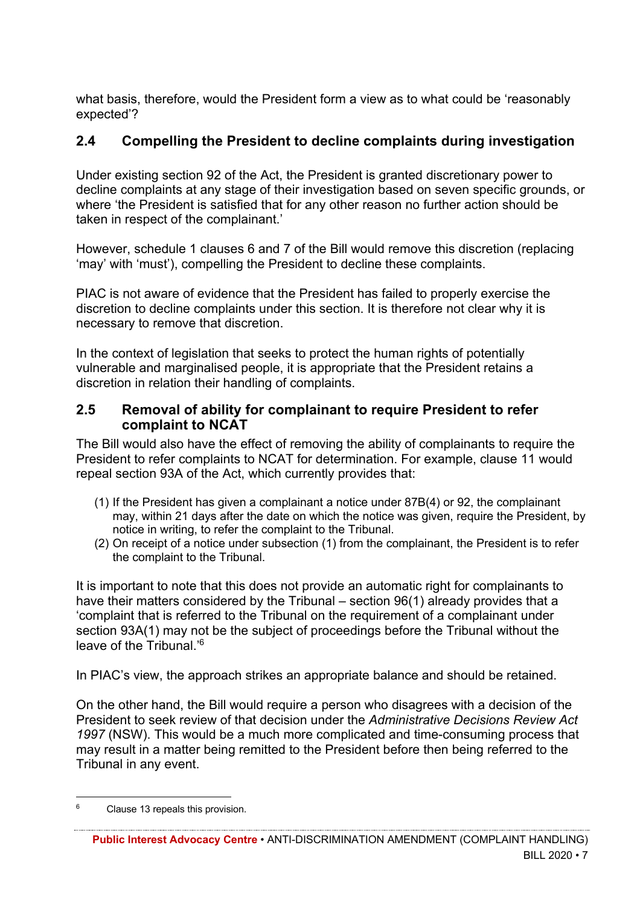what basis, therefore, would the President form a view as to what could be 'reasonably expected'?

## 2.4 Compelling the President to decline complaints during investigation

Under existing section 92 of the Act, the President is granted discretionary power to decline complaints at any stage of their investigation based on seven specific grounds, or where 'the President is satisfied that for any other reason no further action should be taken in respect of the complainant.'

However, schedule 1 clauses 6 and 7 of the Bill would remove this discretion (replacing 'may' with 'must'), compelling the President to decline these complaints.

PIAC is not aware of evidence that the President has failed to properly exercise the discretion to decline complaints under this section. It is therefore not clear why it is necessary to remove that discretion.

In the context of legislation that seeks to protect the human rights of potentially vulnerable and marginalised people, it is appropriate that the President retains a discretion in relation their handling of complaints.

## 2.5 Removal of ability for complainant to require President to refer complaint to NCAT

The Bill would also have the effect of removing the ability of complainants to require the President to refer complaints to NCAT for determination. For example, clause 11 would repeal section 93A of the Act, which currently provides that:

(1) If the President has given a complainant a notice under 87B(4) or 92, the complainant may, within 21 days after the date on which the notice was given, require the President, by notice in writing, to refer the complaint to the Tribunal.
(2) On receipt of a notice under subsection (1) from the complainant, the President is to refer the complaint to the Tribunal.

It is important to note that this does not provide an automatic right for complainants to have their matters considered by the Tribunal – section 96(1) already provides that a 'complaint that is referred to the Tribunal on the requirement of a complainant under section 93A(1) may not be the subject of proceedings before the Tribunal without the leave of the Tribunal.'[6]

In PIAC's view, the approach strikes an appropriate balance and should be retained.

On the other hand, the Bill would require a person who disagrees with a decision of the President to seek review of that decision under the *Administrative Decisions Review Act 1997* (NSW). This would be a much more complicated and time-consuming process that may result in a matter being remitted to the President before then being referred to the Tribunal in any event.

[6] Clause 13 repeals this provision.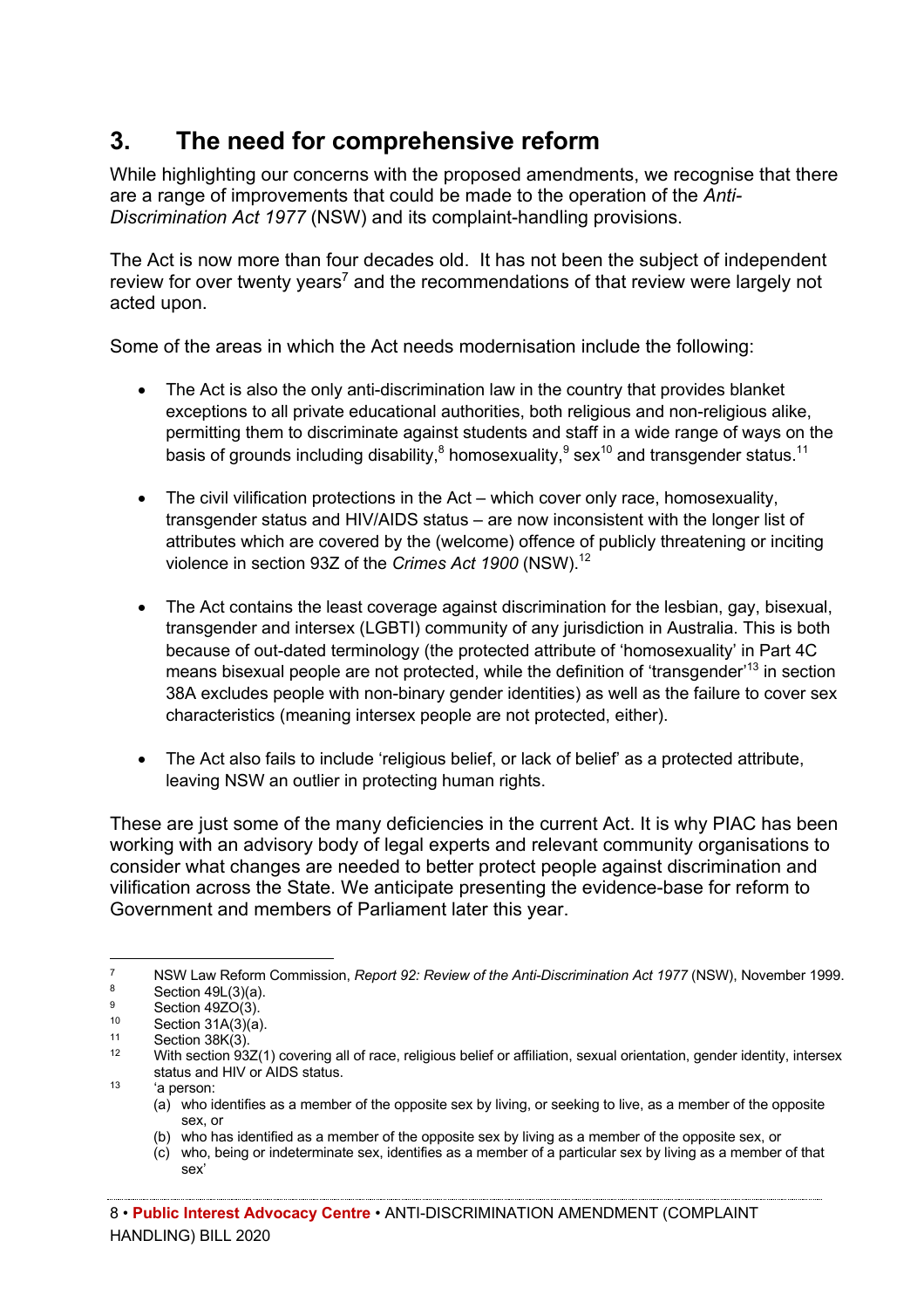## 3. The need for comprehensive reform

While highlighting our concerns with the proposed amendments, we recognise that there are a range of improvements that could be made to the operation of the *Anti-Discrimination Act 1977* (NSW) and its complaint-handling provisions.

The Act is now more than four decades old. It has not been the subject of independent review for over twenty years[7] and the recommendations of that review were largely not acted upon.

Some of the areas in which the Act needs modernisation include the following:

- The Act is also the only anti-discrimination law in the country that provides blanket exceptions to all private educational authorities, both religious and non-religious alike, permitting them to discriminate against students and staff in a wide range of ways on the basis of grounds including disability,[8] homosexuality,[9] sex[10] and transgender status.[11]

- The civil vilification protections in the Act – which cover only race, homosexuality, transgender status and HIV/AIDS status – are now inconsistent with the longer list of attributes which are covered by the (welcome) offence of publicly threatening or inciting violence in section 93Z of the *Crimes Act 1900* (NSW).[12]

- The Act contains the least coverage against discrimination for the lesbian, gay, bisexual, transgender and intersex (LGBTI) community of any jurisdiction in Australia. This is both because of out-dated terminology (the protected attribute of 'homosexuality' in Part 4C means bisexual people are not protected, while the definition of 'transgender'[13] in section 38A excludes people with non-binary gender identities) as well as the failure to cover sex characteristics (meaning intersex people are not protected, either).

- The Act also fails to include 'religious belief, or lack of belief' as a protected attribute, leaving NSW an outlier in protecting human rights.

These are just some of the many deficiencies in the current Act. It is why PIAC has been working with an advisory body of legal experts and relevant community organisations to consider what changes are needed to better protect people against discrimination and vilification across the State. We anticipate presenting the evidence-base for reform to Government and members of Parliament later this year.

---

[7] NSW Law Reform Commission, *Report 92: Review of the Anti-Discrimination Act 1977* (NSW), November 1999.

[8] Section 49L(3)(a).

[9] Section 49ZO(3).

[10] Section 31A(3)(a).

[11] Section 38K(3).

[12] With section 93Z(1) covering all of race, religious belief or affiliation, sexual orientation, gender identity, intersex status and HIV or AIDS status.

[13] 'a person:
(a) who identifies as a member of the opposite sex by living, or seeking to live, as a member of the opposite sex, or
(b) who has identified as a member of the opposite sex by living as a member of the opposite sex, or
(c) who, being or indeterminate sex, identifies as a member of a particular sex by living as a member of that sex'